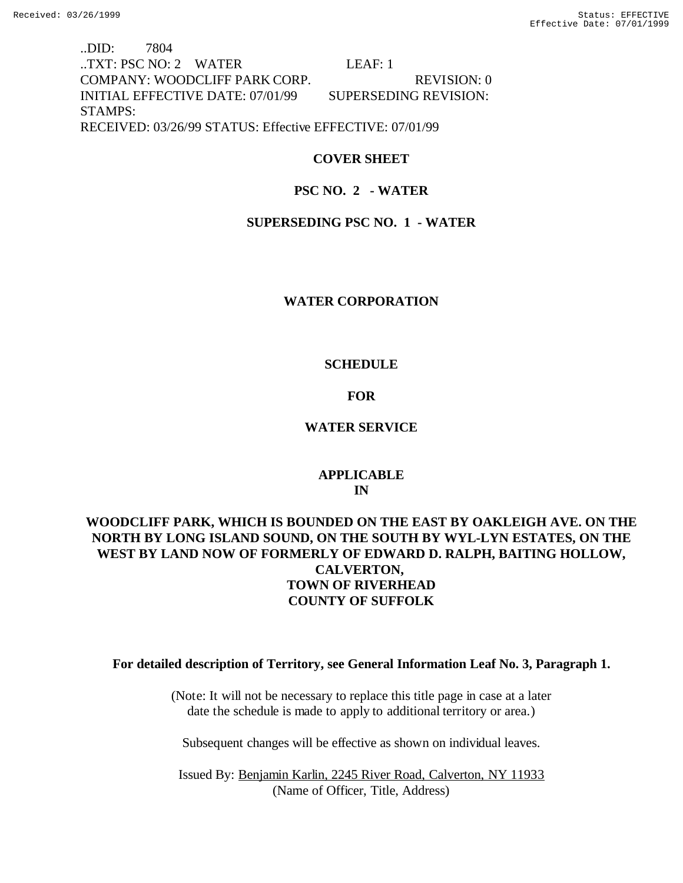..DID: 7804
..TXT: PSC NO: 2 WATER LEAF: 1
COMPANY: WOODCLIFF PARK CORP. REVISION: 0
INITIAL EFFECTIVE DATE: 07/01/99 SUPERSEDING REVISION:
STAMPS:
RECEIVED: 03/26/99 STATUS: Effective EFFECTIVE: 07/01/99

**COVER SHEET**

**PSC NO. 2 - WATER**

**SUPERSEDING PSC NO. 1 - WATER**

**WATER CORPORATION**

**SCHEDULE**

**FOR**

**WATER SERVICE**

**APPLICABLE**
**IN**

**WOODCLIFF PARK, WHICH IS BOUNDED ON THE EAST BY OAKLEIGH AVE. ON THE NORTH BY LONG ISLAND SOUND, ON THE SOUTH BY WYL-LYN ESTATES, ON THE WEST BY LAND NOW OF FORMERLY OF EDWARD D. RALPH, BAITING HOLLOW, CALVERTON,**
**TOWN OF RIVERHEAD**
**COUNTY OF SUFFOLK**

**For detailed description of Territory, see General Information Leaf No. 3, Paragraph 1.**

(Note: It will not be necessary to replace this title page in case at a later date the schedule is made to apply to additional territory or area.)

Subsequent changes will be effective as shown on individual leaves.

Issued By: Benjamin Karlin, 2245 River Road, Calverton, NY 11933
(Name of Officer, Title, Address)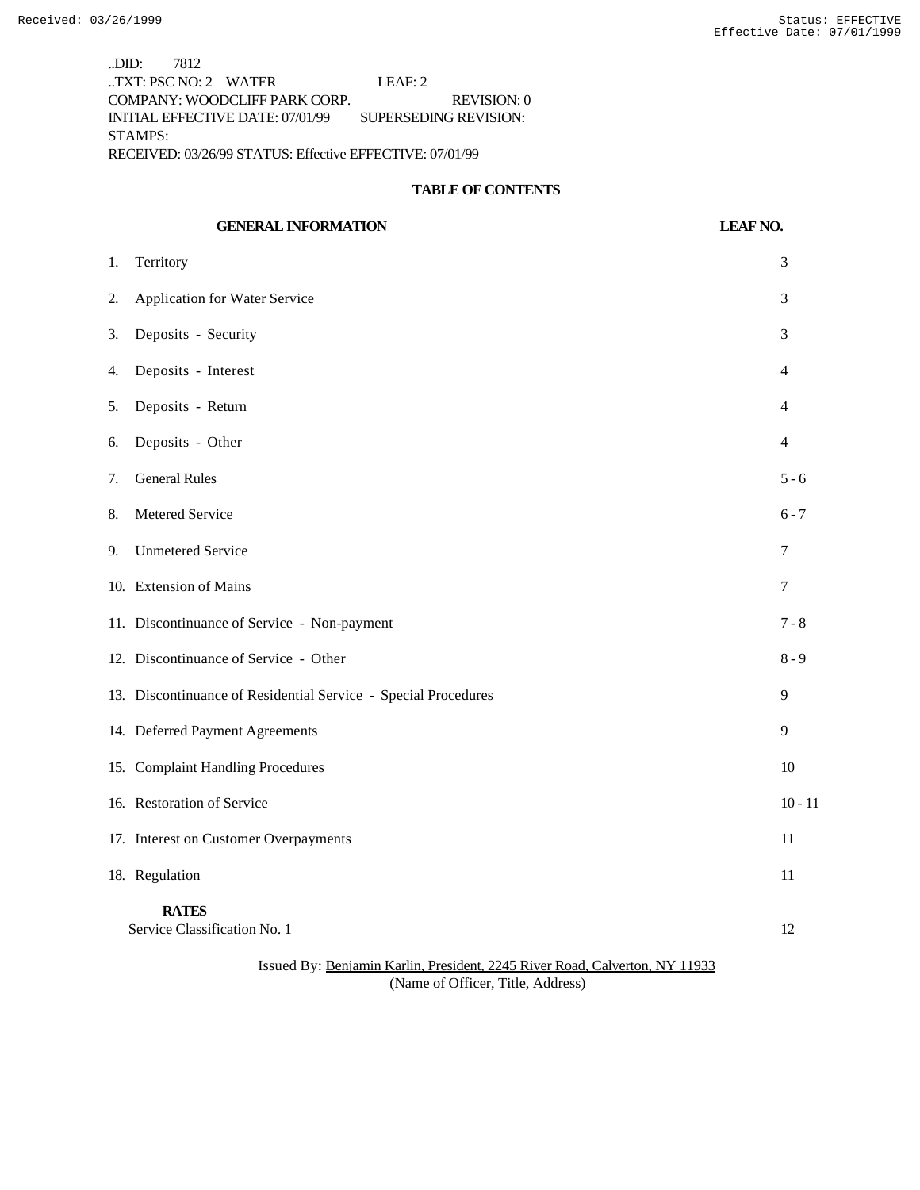..DID: 7812
..TXT: PSC NO: 2 WATER LEAF: 2
COMPANY: WOODCLIFF PARK CORP. REVISION: 0
INITIAL EFFECTIVE DATE: 07/01/99 SUPERSEDING REVISION:
STAMPS:
RECEIVED: 03/26/99 STATUS: Effective EFFECTIVE: 07/01/99

## TABLE OF CONTENTS

| GENERAL INFORMATION | LEAF NO. |
|---|---|
| 1. Territory | 3 |
| 2. Application for Water Service | 3 |
| 3. Deposits - Security | 3 |
| 4. Deposits - Interest | 4 |
| 5. Deposits - Return | 4 |
| 6. Deposits - Other | 4 |
| 7. General Rules | 5 - 6 |
| 8. Metered Service | 6 - 7 |
| 9. Unmetered Service | 7 |
| 10. Extension of Mains | 7 |
| 11. Discontinuance of Service - Non-payment | 7 - 8 |
| 12. Discontinuance of Service - Other | 8 - 9 |
| 13. Discontinuance of Residential Service - Special Procedures | 9 |
| 14. Deferred Payment Agreements | 9 |
| 15. Complaint Handling Procedures | 10 |
| 16. Restoration of Service | 10 - 11 |
| 17. Interest on Customer Overpayments | 11 |
| 18. Regulation | 11 |
| **RATES** | |
| Service Classification No. 1 | 12 |

Issued By: Benjamin Karlin, President, 2245 River Road, Calverton, NY 11933
(Name of Officer, Title, Address)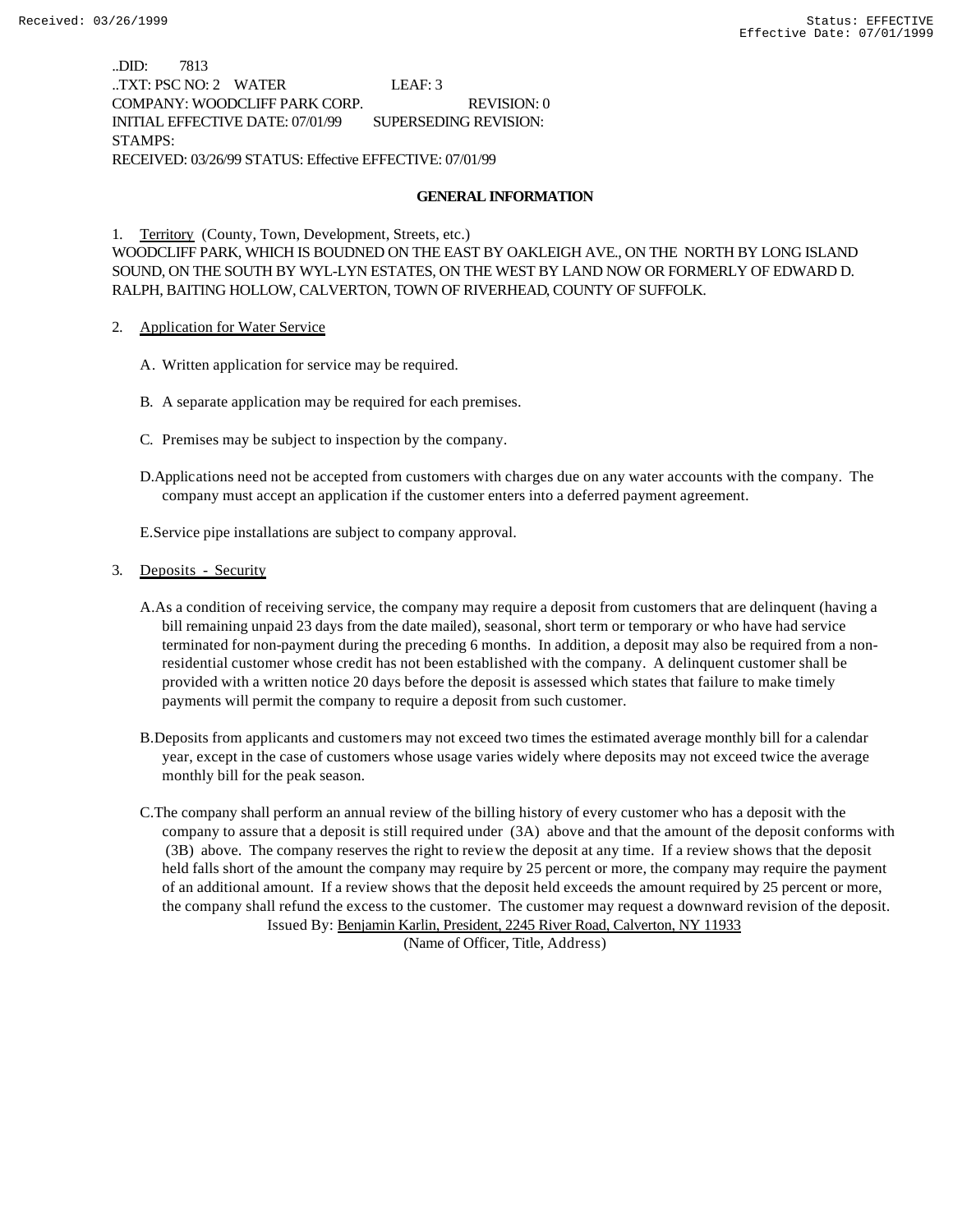..DID: 7813
..TXT: PSC NO: 2 WATER LEAF: 3
COMPANY: WOODCLIFF PARK CORP. REVISION: 0
INITIAL EFFECTIVE DATE: 07/01/99 SUPERSEDING REVISION:
STAMPS:
RECEIVED: 03/26/99 STATUS: Effective EFFECTIVE: 07/01/99

## GENERAL INFORMATION

1. Territory (County, Town, Development, Streets, etc.)
WOODCLIFF PARK, WHICH IS BOUDNED ON THE EAST BY OAKLEIGH AVE., ON THE NORTH BY LONG ISLAND SOUND, ON THE SOUTH BY WYL-LYN ESTATES, ON THE WEST BY LAND NOW OR FORMERLY OF EDWARD D. RALPH, BAITING HOLLOW, CALVERTON, TOWN OF RIVERHEAD, COUNTY OF SUFFOLK.

2. Application for Water Service

   A. Written application for service may be required.

   B. A separate application may be required for each premises.

   C. Premises may be subject to inspection by the company.

   D. Applications need not be accepted from customers with charges due on any water accounts with the company. The company must accept an application if the customer enters into a deferred payment agreement.

   E. Service pipe installations are subject to company approval.

3. Deposits - Security

   A. As a condition of receiving service, the company may require a deposit from customers that are delinquent (having a bill remaining unpaid 23 days from the date mailed), seasonal, short term or temporary or who have had service terminated for non-payment during the preceding 6 months. In addition, a deposit may also be required from a non-residential customer whose credit has not been established with the company. A delinquent customer shall be provided with a written notice 20 days before the deposit is assessed which states that failure to make timely payments will permit the company to require a deposit from such customer.

   B. Deposits from applicants and customers may not exceed two times the estimated average monthly bill for a calendar year, except in the case of customers whose usage varies widely where deposits may not exceed twice the average monthly bill for the peak season.

   C. The company shall perform an annual review of the billing history of every customer who has a deposit with the company to assure that a deposit is still required under (3A) above and that the amount of the deposit conforms with (3B) above. The company reserves the right to review the deposit at any time. If a review shows that the deposit held falls short of the amount the company may require by 25 percent or more, the company may require the payment of an additional amount. If a review shows that the deposit held exceeds the amount required by 25 percent or more, the company shall refund the excess to the customer. The customer may request a downward revision of the deposit.

Issued By: Benjamin Karlin, President, 2245 River Road, Calverton, NY 11933
(Name of Officer, Title, Address)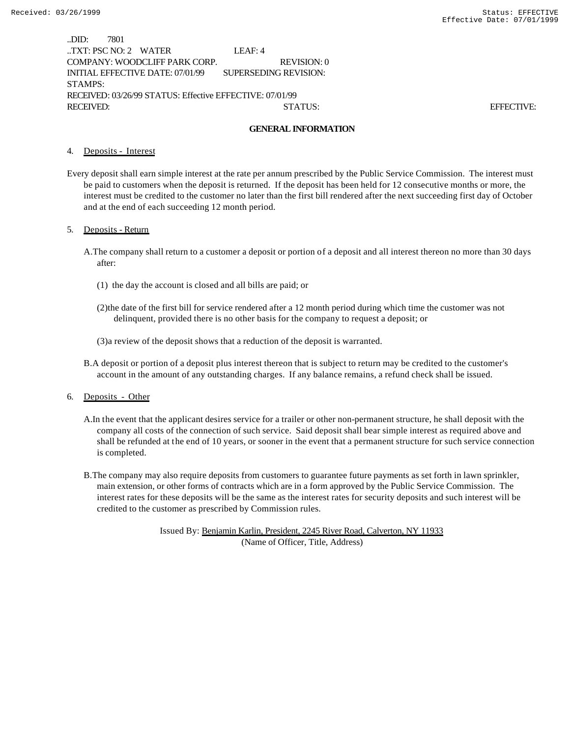..DID: 7801
..TXT: PSC NO: 2 WATER LEAF: 4
COMPANY: WOODCLIFF PARK CORP. REVISION: 0
INITIAL EFFECTIVE DATE: 07/01/99 SUPERSEDING REVISION:
STAMPS:
RECEIVED: 03/26/99 STATUS: Effective EFFECTIVE: 07/01/99
RECEIVED: STATUS: EFFECTIVE:

## GENERAL INFORMATION

4. Deposits - Interest

Every deposit shall earn simple interest at the rate per annum prescribed by the Public Service Commission. The interest must be paid to customers when the deposit is returned. If the deposit has been held for 12 consecutive months or more, the interest must be credited to the customer no later than the first bill rendered after the next succeeding first day of October and at the end of each succeeding 12 month period.

5. Deposits - Return

A. The company shall return to a customer a deposit or portion of a deposit and all interest thereon no more than 30 days after:

(1) the day the account is closed and all bills are paid; or

(2) the date of the first bill for service rendered after a 12 month period during which time the customer was not delinquent, provided there is no other basis for the company to request a deposit; or

(3) a review of the deposit shows that a reduction of the deposit is warranted.

B. A deposit or portion of a deposit plus interest thereon that is subject to return may be credited to the customer's account in the amount of any outstanding charges. If any balance remains, a refund check shall be issued.

6. Deposits - Other

A. In the event that the applicant desires service for a trailer or other non-permanent structure, he shall deposit with the company all costs of the connection of such service. Said deposit shall bear simple interest as required above and shall be refunded at the end of 10 years, or sooner in the event that a permanent structure for such service connection is completed.

B. The company may also require deposits from customers to guarantee future payments as set forth in lawn sprinkler, main extension, or other forms of contracts which are in a form approved by the Public Service Commission. The interest rates for these deposits will be the same as the interest rates for security deposits and such interest will be credited to the customer as prescribed by Commission rules.

Issued By: Benjamin Karlin, President, 2245 River Road, Calverton, NY 11933
(Name of Officer, Title, Address)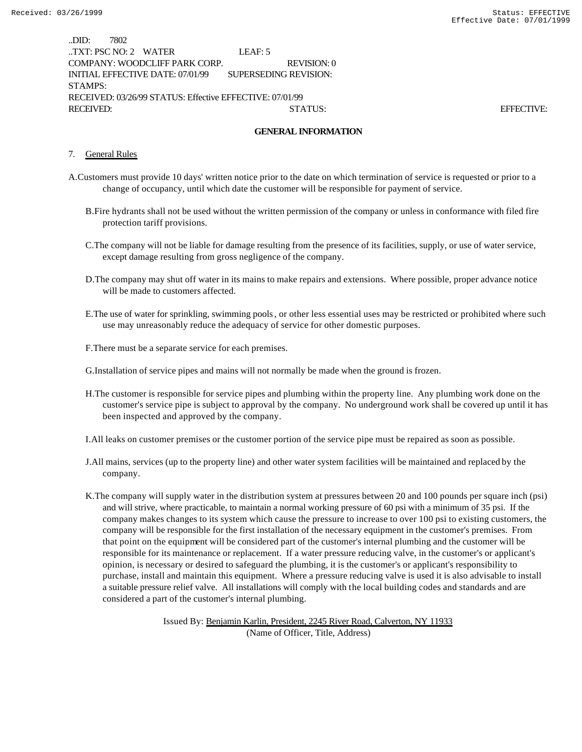..DID: 7802
..TXT: PSC NO: 2 WATER LEAF: 5
COMPANY: WOODCLIFF PARK CORP. REVISION: 0
INITIAL EFFECTIVE DATE: 07/01/99 SUPERSEDING REVISION:
STAMPS:
RECEIVED: 03/26/99 STATUS: Effective EFFECTIVE: 07/01/99
RECEIVED: STATUS: EFFECTIVE:

## GENERAL INFORMATION

7. General Rules

A. Customers must provide 10 days' written notice prior to the date on which termination of service is requested or prior to a change of occupancy, until which date the customer will be responsible for payment of service.

B. Fire hydrants shall not be used without the written permission of the company or unless in conformance with filed fire protection tariff provisions.

C. The company will not be liable for damage resulting from the presence of its facilities, supply, or use of water service, except damage resulting from gross negligence of the company.

D. The company may shut off water in its mains to make repairs and extensions. Where possible, proper advance notice will be made to customers affected.

E. The use of water for sprinkling, swimming pools, or other less essential uses may be restricted or prohibited where such use may unreasonably reduce the adequacy of service for other domestic purposes.

F. There must be a separate service for each premises.

G. Installation of service pipes and mains will not normally be made when the ground is frozen.

H. The customer is responsible for service pipes and plumbing within the property line. Any plumbing work done on the customer's service pipe is subject to approval by the company. No underground work shall be covered up until it has been inspected and approved by the company.

I. All leaks on customer premises or the customer portion of the service pipe must be repaired as soon as possible.

J. All mains, services (up to the property line) and other water system facilities will be maintained and replaced by the company.

K. The company will supply water in the distribution system at pressures between 20 and 100 pounds per square inch (psi) and will strive, where practicable, to maintain a normal working pressure of 60 psi with a minimum of 35 psi. If the company makes changes to its system which cause the pressure to increase to over 100 psi to existing customers, the company will be responsible for the first installation of the necessary equipment in the customer's premises. From that point on the equipment will be considered part of the customer's internal plumbing and the customer will be responsible for its maintenance or replacement. If a water pressure reducing valve, in the customer's or applicant's opinion, is necessary or desired to safeguard the plumbing, it is the customer's or applicant's responsibility to purchase, install and maintain this equipment. Where a pressure reducing valve is used it is also advisable to install a suitable pressure relief valve. All installations will comply with the local building codes and standards and are considered a part of the customer's internal plumbing.

Issued By: Benjamin Karlin, President, 2245 River Road, Calverton, NY 11933
(Name of Officer, Title, Address)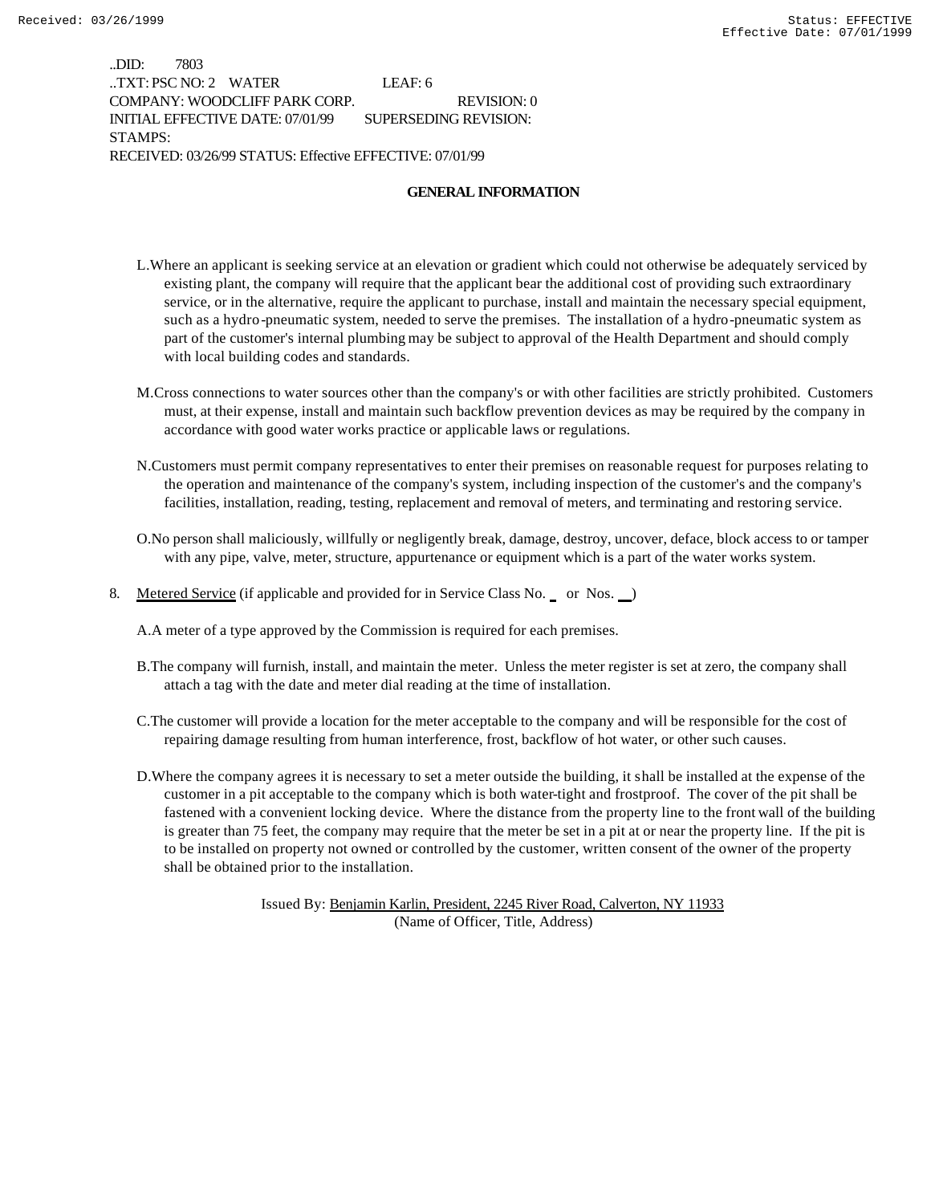..DID: 7803
..TXT: PSC NO: 2 WATER LEAF: 6
COMPANY: WOODCLIFF PARK CORP. REVISION: 0
INITIAL EFFECTIVE DATE: 07/01/99 SUPERSEDING REVISION:
STAMPS:
RECEIVED: 03/26/99 STATUS: Effective EFFECTIVE: 07/01/99

**GENERAL INFORMATION**

L. Where an applicant is seeking service at an elevation or gradient which could not otherwise be adequately serviced by existing plant, the company will require that the applicant bear the additional cost of providing such extraordinary service, or in the alternative, require the applicant to purchase, install and maintain the necessary special equipment, such as a hydro-pneumatic system, needed to serve the premises. The installation of a hydro-pneumatic system as part of the customer's internal plumbing may be subject to approval of the Health Department and should comply with local building codes and standards.

M. Cross connections to water sources other than the company's or with other facilities are strictly prohibited. Customers must, at their expense, install and maintain such backflow prevention devices as may be required by the company in accordance with good water works practice or applicable laws or regulations.

N. Customers must permit company representatives to enter their premises on reasonable request for purposes relating to the operation and maintenance of the company's system, including inspection of the customer's and the company's facilities, installation, reading, testing, replacement and removal of meters, and terminating and restoring service.

O. No person shall maliciously, willfully or negligently break, damage, destroy, uncover, deface, block access to or tamper with any pipe, valve, meter, structure, appurtenance or equipment which is a part of the water works system.

8. Metered Service (if applicable and provided for in Service Class No. _ or Nos. __)

A. A meter of a type approved by the Commission is required for each premises.

B. The company will furnish, install, and maintain the meter. Unless the meter register is set at zero, the company shall attach a tag with the date and meter dial reading at the time of installation.

C. The customer will provide a location for the meter acceptable to the company and will be responsible for the cost of repairing damage resulting from human interference, frost, backflow of hot water, or other such causes.

D. Where the company agrees it is necessary to set a meter outside the building, it shall be installed at the expense of the customer in a pit acceptable to the company which is both water-tight and frostproof. The cover of the pit shall be fastened with a convenient locking device. Where the distance from the property line to the front wall of the building is greater than 75 feet, the company may require that the meter be set in a pit at or near the property line. If the pit is to be installed on property not owned or controlled by the customer, written consent of the owner of the property shall be obtained prior to the installation.

Issued By: Benjamin Karlin, President, 2245 River Road, Calverton, NY 11933
(Name of Officer, Title, Address)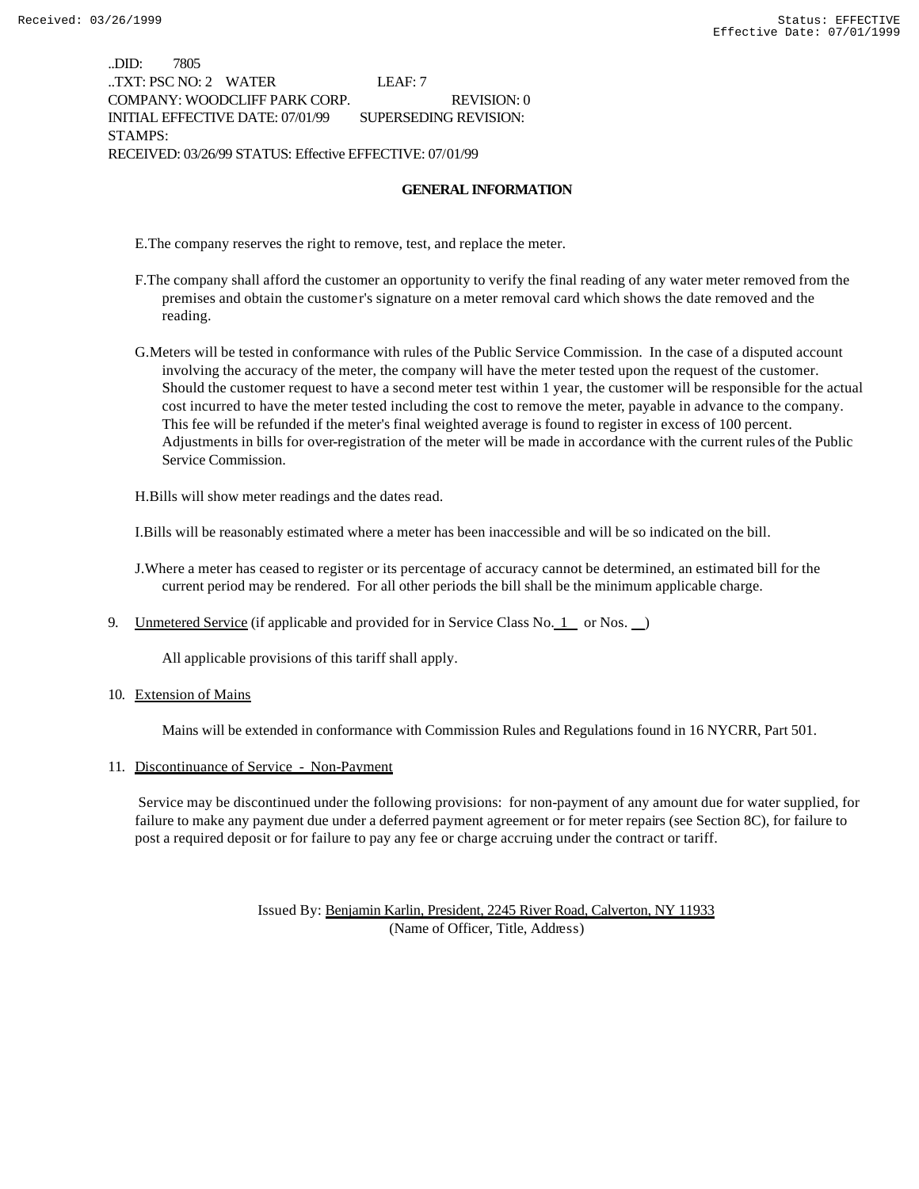..DID: 7805
..TXT: PSC NO: 2 WATER LEAF: 7
COMPANY: WOODCLIFF PARK CORP. REVISION: 0
INITIAL EFFECTIVE DATE: 07/01/99 SUPERSEDING REVISION:
STAMPS:
RECEIVED: 03/26/99 STATUS: Effective EFFECTIVE: 07/01/99

**GENERAL INFORMATION**

E. The company reserves the right to remove, test, and replace the meter.

F. The company shall afford the customer an opportunity to verify the final reading of any water meter removed from the premises and obtain the customer's signature on a meter removal card which shows the date removed and the reading.

G. Meters will be tested in conformance with rules of the Public Service Commission. In the case of a disputed account involving the accuracy of the meter, the company will have the meter tested upon the request of the customer. Should the customer request to have a second meter test within 1 year, the customer will be responsible for the actual cost incurred to have the meter tested including the cost to remove the meter, payable in advance to the company. This fee will be refunded if the meter's final weighted average is found to register in excess of 100 percent. Adjustments in bills for over-registration of the meter will be made in accordance with the current rules of the Public Service Commission.

H. Bills will show meter readings and the dates read.

I. Bills will be reasonably estimated where a meter has been inaccessible and will be so indicated on the bill.

J. Where a meter has ceased to register or its percentage of accuracy cannot be determined, an estimated bill for the current period may be rendered. For all other periods the bill shall be the minimum applicable charge.

9. Unmetered Service (if applicable and provided for in Service Class No. 1 or Nos. __)

   All applicable provisions of this tariff shall apply.

10. Extension of Mains

    Mains will be extended in conformance with Commission Rules and Regulations found in 16 NYCRR, Part 501.

11. Discontinuance of Service - Non-Payment

    Service may be discontinued under the following provisions: for non-payment of any amount due for water supplied, for failure to make any payment due under a deferred payment agreement or for meter repairs (see Section 8C), for failure to post a required deposit or for failure to pay any fee or charge accruing under the contract or tariff.

Issued By: Benjamin Karlin, President, 2245 River Road, Calverton, NY 11933
(Name of Officer, Title, Address)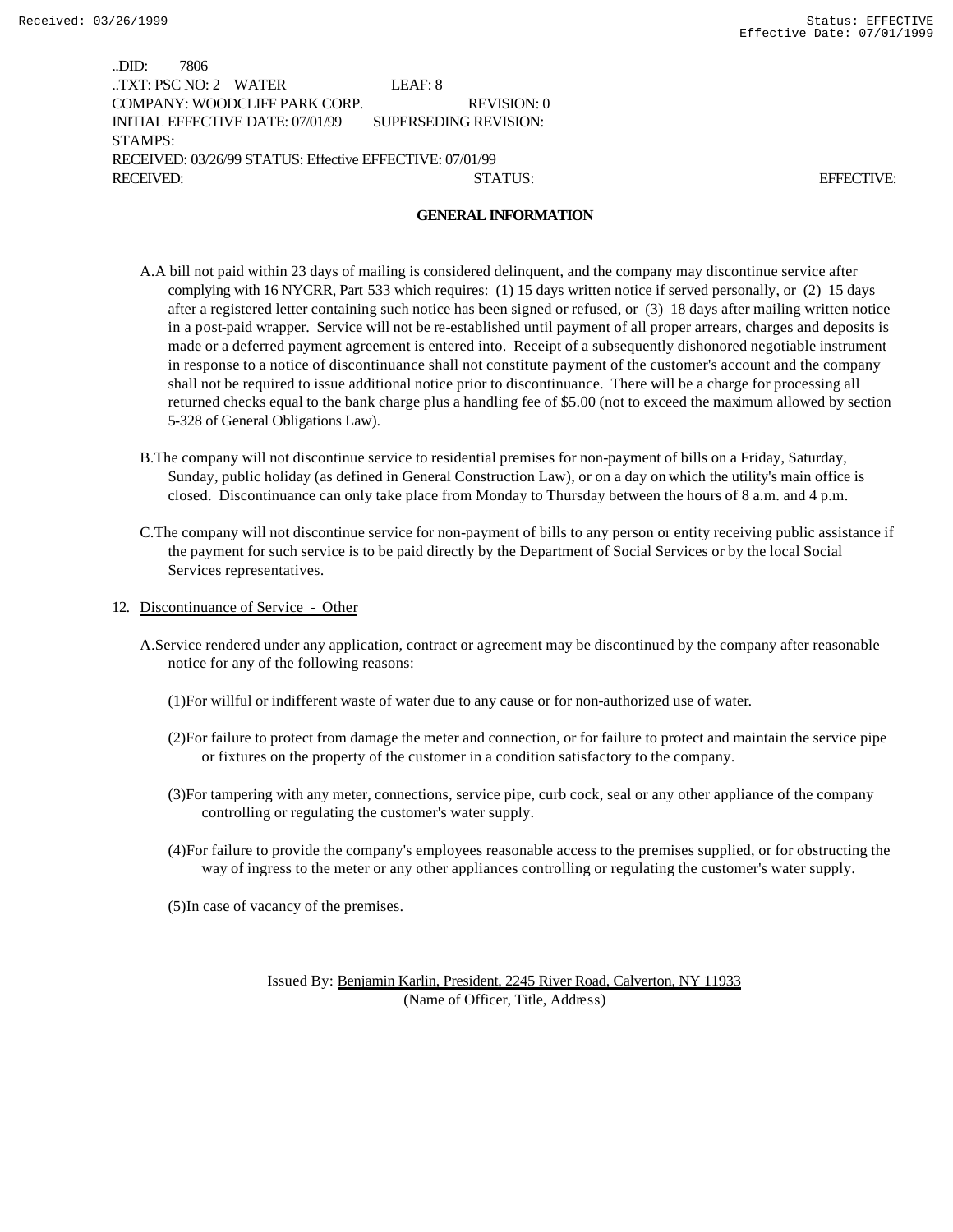..DID: 7806
..TXT: PSC NO: 2 WATER LEAF: 8
COMPANY: WOODCLIFF PARK CORP. REVISION: 0
INITIAL EFFECTIVE DATE: 07/01/99 SUPERSEDING REVISION:
STAMPS:
RECEIVED: 03/26/99 STATUS: Effective EFFECTIVE: 07/01/99
RECEIVED: STATUS: EFFECTIVE:

## GENERAL INFORMATION

A. A bill not paid within 23 days of mailing is considered delinquent, and the company may discontinue service after complying with 16 NYCRR, Part 533 which requires: (1) 15 days written notice if served personally, or (2) 15 days after a registered letter containing such notice has been signed or refused, or (3) 18 days after mailing written notice in a post-paid wrapper. Service will not be re-established until payment of all proper arrears, charges and deposits is made or a deferred payment agreement is entered into. Receipt of a subsequently dishonored negotiable instrument in response to a notice of discontinuance shall not constitute payment of the customer's account and the company shall not be required to issue additional notice prior to discontinuance. There will be a charge for processing all returned checks equal to the bank charge plus a handling fee of $5.00 (not to exceed the maximum allowed by section 5-328 of General Obligations Law).

B. The company will not discontinue service to residential premises for non-payment of bills on a Friday, Saturday, Sunday, public holiday (as defined in General Construction Law), or on a day on which the utility's main office is closed. Discontinuance can only take place from Monday to Thursday between the hours of 8 a.m. and 4 p.m.

C. The company will not discontinue service for non-payment of bills to any person or entity receiving public assistance if the payment for such service is to be paid directly by the Department of Social Services or by the local Social Services representatives.

12. Discontinuance of Service - Other

A. Service rendered under any application, contract or agreement may be discontinued by the company after reasonable notice for any of the following reasons:

(1) For willful or indifferent waste of water due to any cause or for non-authorized use of water.

(2) For failure to protect from damage the meter and connection, or for failure to protect and maintain the service pipe or fixtures on the property of the customer in a condition satisfactory to the company.

(3) For tampering with any meter, connections, service pipe, curb cock, seal or any other appliance of the company controlling or regulating the customer's water supply.

(4) For failure to provide the company's employees reasonable access to the premises supplied, or for obstructing the way of ingress to the meter or any other appliances controlling or regulating the customer's water supply.

(5) In case of vacancy of the premises.

Issued By: Benjamin Karlin, President, 2245 River Road, Calverton, NY 11933
(Name of Officer, Title, Address)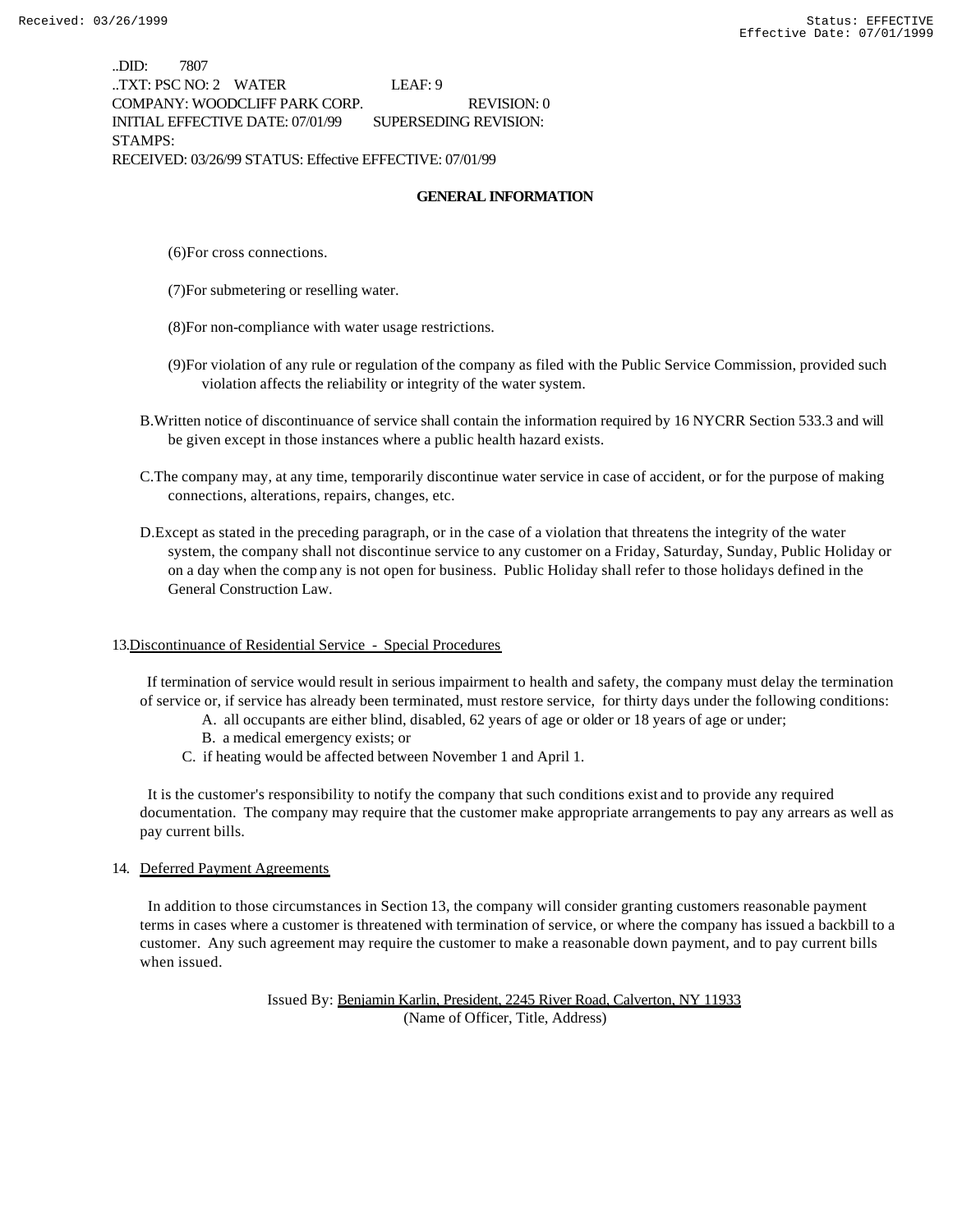..DID: 7807
..TXT: PSC NO: 2 WATER LEAF: 9
COMPANY: WOODCLIFF PARK CORP. REVISION: 0
INITIAL EFFECTIVE DATE: 07/01/99 SUPERSEDING REVISION:
STAMPS:
RECEIVED: 03/26/99 STATUS: Effective EFFECTIVE: 07/01/99

**GENERAL INFORMATION**

(6)For cross connections.

(7)For submetering or reselling water.

(8)For non-compliance with water usage restrictions.

(9)For violation of any rule or regulation of the company as filed with the Public Service Commission, provided such violation affects the reliability or integrity of the water system.

B.Written notice of discontinuance of service shall contain the information required by 16 NYCRR Section 533.3 and will be given except in those instances where a public health hazard exists.

C.The company may, at any time, temporarily discontinue water service in case of accident, or for the purpose of making connections, alterations, repairs, changes, etc.

D.Except as stated in the preceding paragraph, or in the case of a violation that threatens the integrity of the water system, the company shall not discontinue service to any customer on a Friday, Saturday, Sunday, Public Holiday or on a day when the comp any is not open for business. Public Holiday shall refer to those holidays defined in the General Construction Law.

13.Discontinuance of Residential Service - Special Procedures

If termination of service would result in serious impairment to health and safety, the company must delay the termination of service or, if service has already been terminated, must restore service, for thirty days under the following conditions:

A. all occupants are either blind, disabled, 62 years of age or older or 18 years of age or under;
B. a medical emergency exists; or
C. if heating would be affected between November 1 and April 1.

It is the customer's responsibility to notify the company that such conditions exist and to provide any required documentation. The company may require that the customer make appropriate arrangements to pay any arrears as well as pay current bills.

14. Deferred Payment Agreements

In addition to those circumstances in Section 13, the company will consider granting customers reasonable payment terms in cases where a customer is threatened with termination of service, or where the company has issued a backbill to a customer. Any such agreement may require the customer to make a reasonable down payment, and to pay current bills when issued.

Issued By: Benjamin Karlin, President, 2245 River Road, Calverton, NY 11933
(Name of Officer, Title, Address)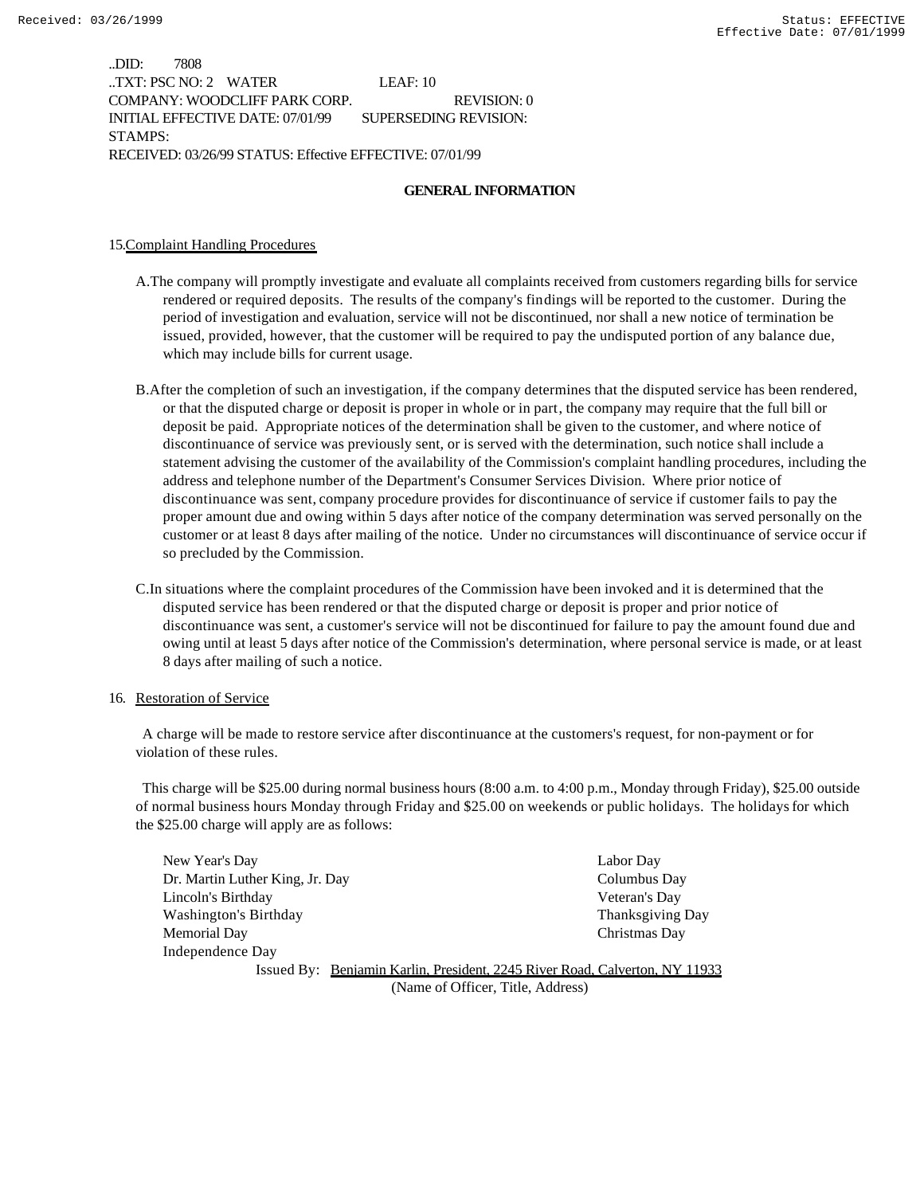..DID: 7808
..TXT: PSC NO: 2 WATER LEAF: 10
COMPANY: WOODCLIFF PARK CORP. REVISION: 0
INITIAL EFFECTIVE DATE: 07/01/99 SUPERSEDING REVISION:
STAMPS:
RECEIVED: 03/26/99 STATUS: Effective EFFECTIVE: 07/01/99

## GENERAL INFORMATION

15. Complaint Handling Procedures

A. The company will promptly investigate and evaluate all complaints received from customers regarding bills for service rendered or required deposits. The results of the company's findings will be reported to the customer. During the period of investigation and evaluation, service will not be discontinued, nor shall a new notice of termination be issued, provided, however, that the customer will be required to pay the undisputed portion of any balance due, which may include bills for current usage.

B. After the completion of such an investigation, if the company determines that the disputed service has been rendered, or that the disputed charge or deposit is proper in whole or in part, the company may require that the full bill or deposit be paid. Appropriate notices of the determination shall be given to the customer, and where notice of discontinuance of service was previously sent, or is served with the determination, such notice shall include a statement advising the customer of the availability of the Commission's complaint handling procedures, including the address and telephone number of the Department's Consumer Services Division. Where prior notice of discontinuance was sent, company procedure provides for discontinuance of service if customer fails to pay the proper amount due and owing within 5 days after notice of the company determination was served personally on the customer or at least 8 days after mailing of the notice. Under no circumstances will discontinuance of service occur if so precluded by the Commission.

C. In situations where the complaint procedures of the Commission have been invoked and it is determined that the disputed service has been rendered or that the disputed charge or deposit is proper and prior notice of discontinuance was sent, a customer's service will not be discontinued for failure to pay the amount found due and owing until at least 5 days after notice of the Commission's determination, where personal service is made, or at least 8 days after mailing of such a notice.

16. Restoration of Service

A charge will be made to restore service after discontinuance at the customers's request, for non-payment or for violation of these rules.

This charge will be $25.00 during normal business hours (8:00 a.m. to 4:00 p.m., Monday through Friday), $25.00 outside of normal business hours Monday through Friday and $25.00 on weekends or public holidays. The holidays for which the $25.00 charge will apply are as follows:

| | |
|---|---|
| New Year's Day | Labor Day |
| Dr. Martin Luther King, Jr. Day | Columbus Day |
| Lincoln's Birthday | Veteran's Day |
| Washington's Birthday | Thanksgiving Day |
| Memorial Day | Christmas Day |
| Independence Day | |

Issued By: Benjamin Karlin, President, 2245 River Road, Calverton, NY 11933
(Name of Officer, Title, Address)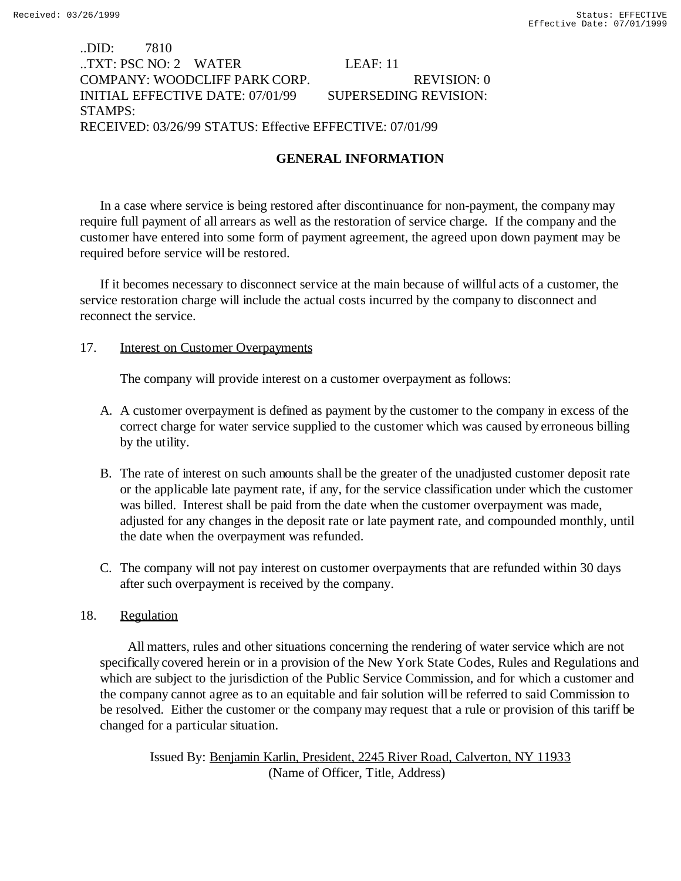..DID: 7810
..TXT: PSC NO: 2 WATER LEAF: 11
COMPANY: WOODCLIFF PARK CORP. REVISION: 0
INITIAL EFFECTIVE DATE: 07/01/99 SUPERSEDING REVISION:
STAMPS:
RECEIVED: 03/26/99 STATUS: Effective EFFECTIVE: 07/01/99

## GENERAL INFORMATION

In a case where service is being restored after discontinuance for non-payment, the company may require full payment of all arrears as well as the restoration of service charge. If the company and the customer have entered into some form of payment agreement, the agreed upon down payment may be required before service will be restored.

If it becomes necessary to disconnect service at the main because of willful acts of a customer, the service restoration charge will include the actual costs incurred by the company to disconnect and reconnect the service.

17. Interest on Customer Overpayments

The company will provide interest on a customer overpayment as follows:

A. A customer overpayment is defined as payment by the customer to the company in excess of the correct charge for water service supplied to the customer which was caused by erroneous billing by the utility.

B. The rate of interest on such amounts shall be the greater of the unadjusted customer deposit rate or the applicable late payment rate, if any, for the service classification under which the customer was billed. Interest shall be paid from the date when the customer overpayment was made, adjusted for any changes in the deposit rate or late payment rate, and compounded monthly, until the date when the overpayment was refunded.

C. The company will not pay interest on customer overpayments that are refunded within 30 days after such overpayment is received by the company.

18. Regulation

All matters, rules and other situations concerning the rendering of water service which are not specifically covered herein or in a provision of the New York State Codes, Rules and Regulations and which are subject to the jurisdiction of the Public Service Commission, and for which a customer and the company cannot agree as to an equitable and fair solution will be referred to said Commission to be resolved. Either the customer or the company may request that a rule or provision of this tariff be changed for a particular situation.

Issued By: Benjamin Karlin, President, 2245 River Road, Calverton, NY 11933
(Name of Officer, Title, Address)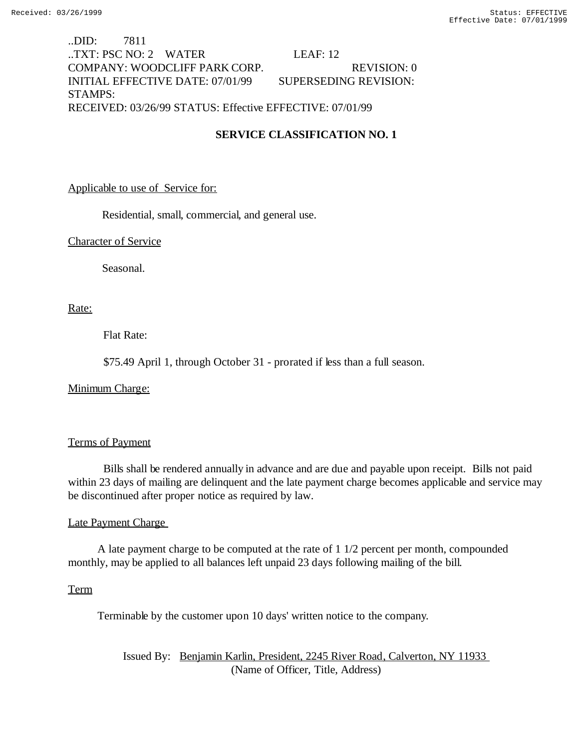..DID: 7811
..TXT: PSC NO: 2 WATER LEAF: 12
COMPANY: WOODCLIFF PARK CORP. REVISION: 0
INITIAL EFFECTIVE DATE: 07/01/99 SUPERSEDING REVISION:
STAMPS:
RECEIVED: 03/26/99 STATUS: Effective EFFECTIVE: 07/01/99

## SERVICE CLASSIFICATION NO. 1

Applicable to use of Service for:

Residential, small, commercial, and general use.

Character of Service

Seasonal.

Rate:

Flat Rate:

$75.49 April 1, through October 31 - prorated if less than a full season.

Minimum Charge:

Terms of Payment

Bills shall be rendered annually in advance and are due and payable upon receipt. Bills not paid within 23 days of mailing are delinquent and the late payment charge becomes applicable and service may be discontinued after proper notice as required by law.

Late Payment Charge

A late payment charge to be computed at the rate of 1 1/2 percent per month, compounded monthly, may be applied to all balances left unpaid 23 days following mailing of the bill.

Term

Terminable by the customer upon 10 days' written notice to the company.

Issued By: Benjamin Karlin, President, 2245 River Road, Calverton, NY 11933
(Name of Officer, Title, Address)